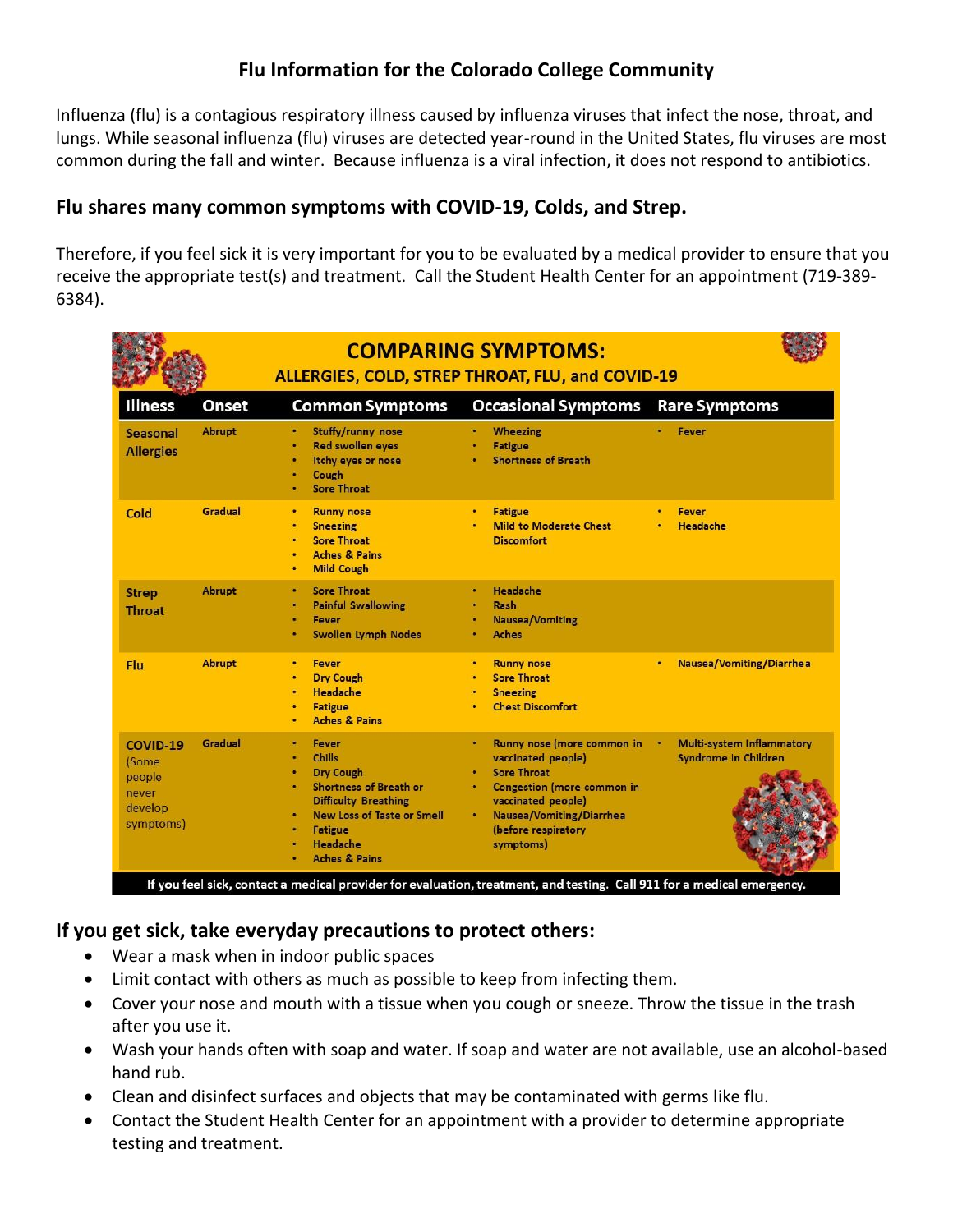# Flu Information for the Colorado College Community

Influenza (flu) is a contagious respiratory illness caused by influenza viruses that infect the nose, throat, and lungs. While seasonal influenza (flu) viruses are detected year-round in the United States, flu viruses are most common during the fall and winter. Because influenza is a viral infection, it does not respond to antibiotics.

## Flu shares many common symptoms with COVID-19, Colds, and Strep.

Therefore, if you feel sick it is very important for you to be evaluated by a medical provider to ensure that you receive the appropriate test(s) and treatment. Call the Student Health Center for an appointment (719-389-6384).

**COMPARING SYMPTOMS: ALLERGIES, COLD, STREP THROAT, FLU, and COVID-19**

| Illness | Onset | Common Symptoms | Occasional Symptoms | Rare Symptoms |
|---|---|---|---|---|
| Seasonal Allergies | Abrupt | • Stuffy/runny nose<br>• Red swollen eyes<br>• Itchy eyes or nose<br>• Cough<br>• Sore Throat | • Wheezing<br>• Fatigue<br>• Shortness of Breath | • Fever |
| Cold | Gradual | • Runny nose<br>• Sneezing<br>• Sore Throat<br>• Aches & Pains<br>• Mild Cough | • Fatigue<br>• Mild to Moderate Chest Discomfort | • Fever<br>• Headache |
| Strep Throat | Abrupt | • Sore Throat<br>• Painful Swallowing<br>• Fever<br>• Swollen Lymph Nodes | • Headache<br>• Rash<br>• Nausea/Vomiting<br>• Aches | |
| Flu | Abrupt | • Fever<br>• Dry Cough<br>• Headache<br>• Fatigue<br>• Aches & Pains | • Runny nose<br>• Sore Throat<br>• Sneezing<br>• Chest Discomfort | • Nausea/Vomiting/Diarrhea |
| COVID-19 (Some people never develop symptoms) | Gradual | • Fever<br>• Chills<br>• Dry Cough<br>• Shortness of Breath or Difficulty Breathing<br>• New Loss of Taste or Smell<br>• Fatigue<br>• Headache<br>• Aches & Pains | • Runny nose (more common in vaccinated people)<br>• Sore Throat<br>• Congestion (more common in vaccinated people)<br>• Nausea/Vomiting/Diarrhea (before respiratory symptoms) | • Multi-system Inflammatory Syndrome in Children |

**If you feel sick, contact a medical provider for evaluation, treatment, and testing. Call 911 for a medical emergency.**

## If you get sick, take everyday precautions to protect others:

- Wear a mask when in indoor public spaces
- Limit contact with others as much as possible to keep from infecting them.
- Cover your nose and mouth with a tissue when you cough or sneeze. Throw the tissue in the trash after you use it.
- Wash your hands often with soap and water. If soap and water are not available, use an alcohol-based hand rub.
- Clean and disinfect surfaces and objects that may be contaminated with germs like flu.
- Contact the Student Health Center for an appointment with a provider to determine appropriate testing and treatment.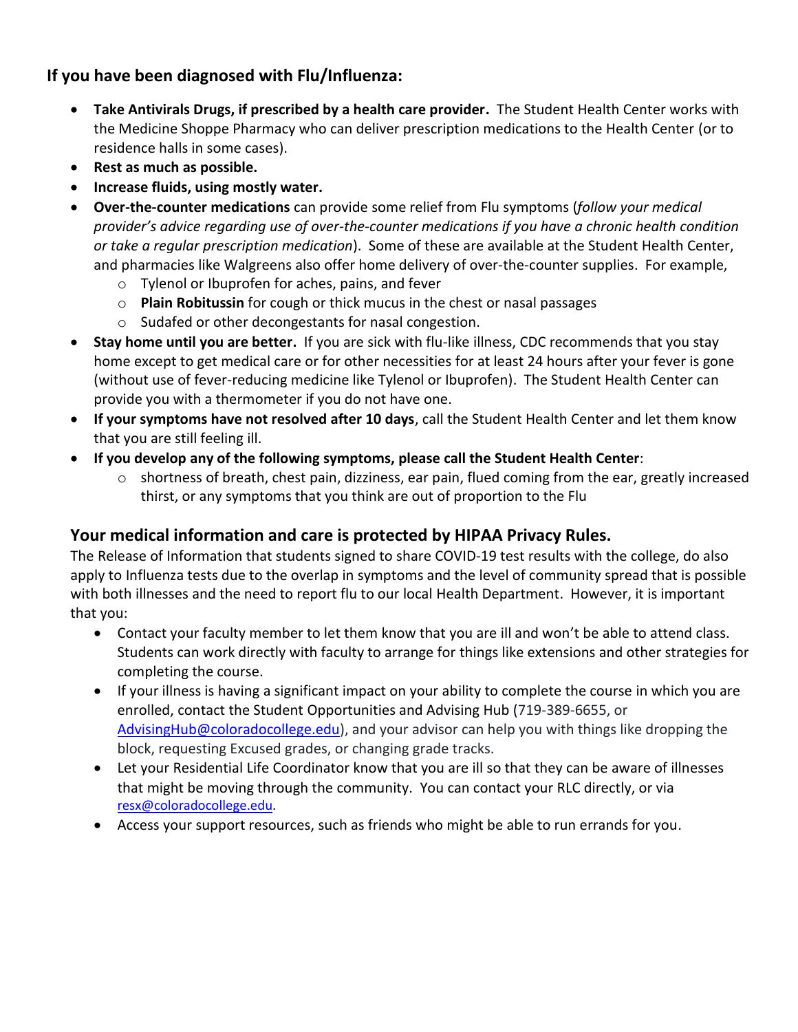## If you have been diagnosed with Flu/Influenza:

- **Take Antivirals Drugs, if prescribed by a health care provider.** The Student Health Center works with the Medicine Shoppe Pharmacy who can deliver prescription medications to the Health Center (or to residence halls in some cases).
- **Rest as much as possible.**
- **Increase fluids, using mostly water.**
- **Over-the-counter medications** can provide some relief from Flu symptoms (*follow your medical provider's advice regarding use of over-the-counter medications if you have a chronic health condition or take a regular prescription medication*). Some of these are available at the Student Health Center, and pharmacies like Walgreens also offer home delivery of over-the-counter supplies. For example,
  - Tylenol or Ibuprofen for aches, pains, and fever
  - **Plain Robitussin** for cough or thick mucus in the chest or nasal passages
  - Sudafed or other decongestants for nasal congestion.
- **Stay home until you are better.** If you are sick with flu-like illness, CDC recommends that you stay home except to get medical care or for other necessities for at least 24 hours after your fever is gone (without use of fever-reducing medicine like Tylenol or Ibuprofen). The Student Health Center can provide you with a thermometer if you do not have one.
- **If your symptoms have not resolved after 10 days**, call the Student Health Center and let them know that you are still feeling ill.
- **If you develop any of the following symptoms, please call the Student Health Center**:
  - shortness of breath, chest pain, dizziness, ear pain, flued coming from the ear, greatly increased thirst, or any symptoms that you think are out of proportion to the Flu

## Your medical information and care is protected by HIPAA Privacy Rules.

The Release of Information that students signed to share COVID-19 test results with the college, do also apply to Influenza tests due to the overlap in symptoms and the level of community spread that is possible with both illnesses and the need to report flu to our local Health Department. However, it is important that you:

- Contact your faculty member to let them know that you are ill and won't be able to attend class. Students can work directly with faculty to arrange for things like extensions and other strategies for completing the course.
- If your illness is having a significant impact on your ability to complete the course in which you are enrolled, contact the Student Opportunities and Advising Hub (719-389-6655, or AdvisingHub@coloradocollege.edu), and your advisor can help you with things like dropping the block, requesting Excused grades, or changing grade tracks.
- Let your Residential Life Coordinator know that you are ill so that they can be aware of illnesses that might be moving through the community. You can contact your RLC directly, or via resx@coloradocollege.edu.
- Access your support resources, such as friends who might be able to run errands for you.